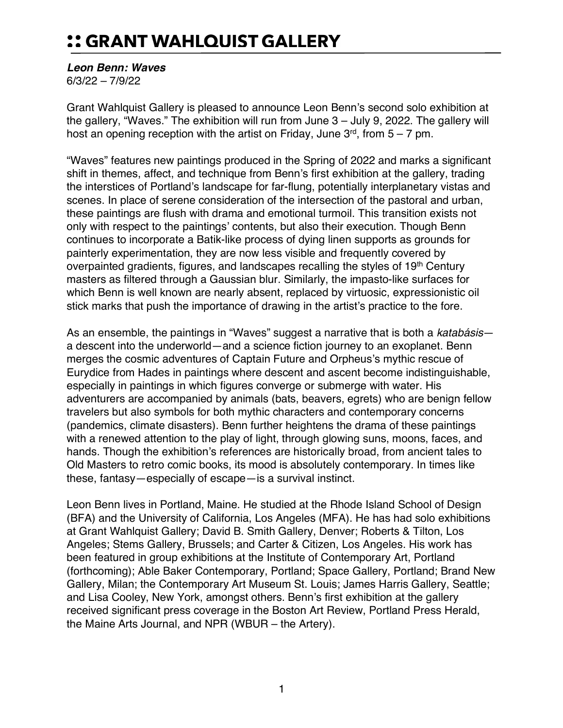# :: GRANT WAHLQUIST GALLERY

***Leon Benn: Waves***
6/3/22 – 7/9/22

Grant Wahlquist Gallery is pleased to announce Leon Benn's second solo exhibition at the gallery, "Waves." The exhibition will run from June 3 – July 9, 2022. The gallery will host an opening reception with the artist on Friday, June 3rd, from 5 – 7 pm.

"Waves" features new paintings produced in the Spring of 2022 and marks a significant shift in themes, affect, and technique from Benn's first exhibition at the gallery, trading the interstices of Portland's landscape for far-flung, potentially interplanetary vistas and scenes. In place of serene consideration of the intersection of the pastoral and urban, these paintings are flush with drama and emotional turmoil. This transition exists not only with respect to the paintings' contents, but also their execution. Though Benn continues to incorporate a Batik-like process of dying linen supports as grounds for painterly experimentation, they are now less visible and frequently covered by overpainted gradients, figures, and landscapes recalling the styles of 19th Century masters as filtered through a Gaussian blur. Similarly, the impasto-like surfaces for which Benn is well known are nearly absent, replaced by virtuosic, expressionistic oil stick marks that push the importance of drawing in the artist's practice to the fore.

As an ensemble, the paintings in "Waves" suggest a narrative that is both a *katabásis*—a descent into the underworld—and a science fiction journey to an exoplanet. Benn merges the cosmic adventures of Captain Future and Orpheus's mythic rescue of Eurydice from Hades in paintings where descent and ascent become indistinguishable, especially in paintings in which figures converge or submerge with water. His adventurers are accompanied by animals (bats, beavers, egrets) who are benign fellow travelers but also symbols for both mythic characters and contemporary concerns (pandemics, climate disasters). Benn further heightens the drama of these paintings with a renewed attention to the play of light, through glowing suns, moons, faces, and hands. Though the exhibition's references are historically broad, from ancient tales to Old Masters to retro comic books, its mood is absolutely contemporary. In times like these, fantasy—especially of escape—is a survival instinct.

Leon Benn lives in Portland, Maine. He studied at the Rhode Island School of Design (BFA) and the University of California, Los Angeles (MFA). He has had solo exhibitions at Grant Wahlquist Gallery; David B. Smith Gallery, Denver; Roberts & Tilton, Los Angeles; Stems Gallery, Brussels; and Carter & Citizen, Los Angeles. His work has been featured in group exhibitions at the Institute of Contemporary Art, Portland (forthcoming); Able Baker Contemporary, Portland; Space Gallery, Portland; Brand New Gallery, Milan; the Contemporary Art Museum St. Louis; James Harris Gallery, Seattle; and Lisa Cooley, New York, amongst others. Benn's first exhibition at the gallery received significant press coverage in the Boston Art Review, Portland Press Herald, the Maine Arts Journal, and NPR (WBUR – the Artery).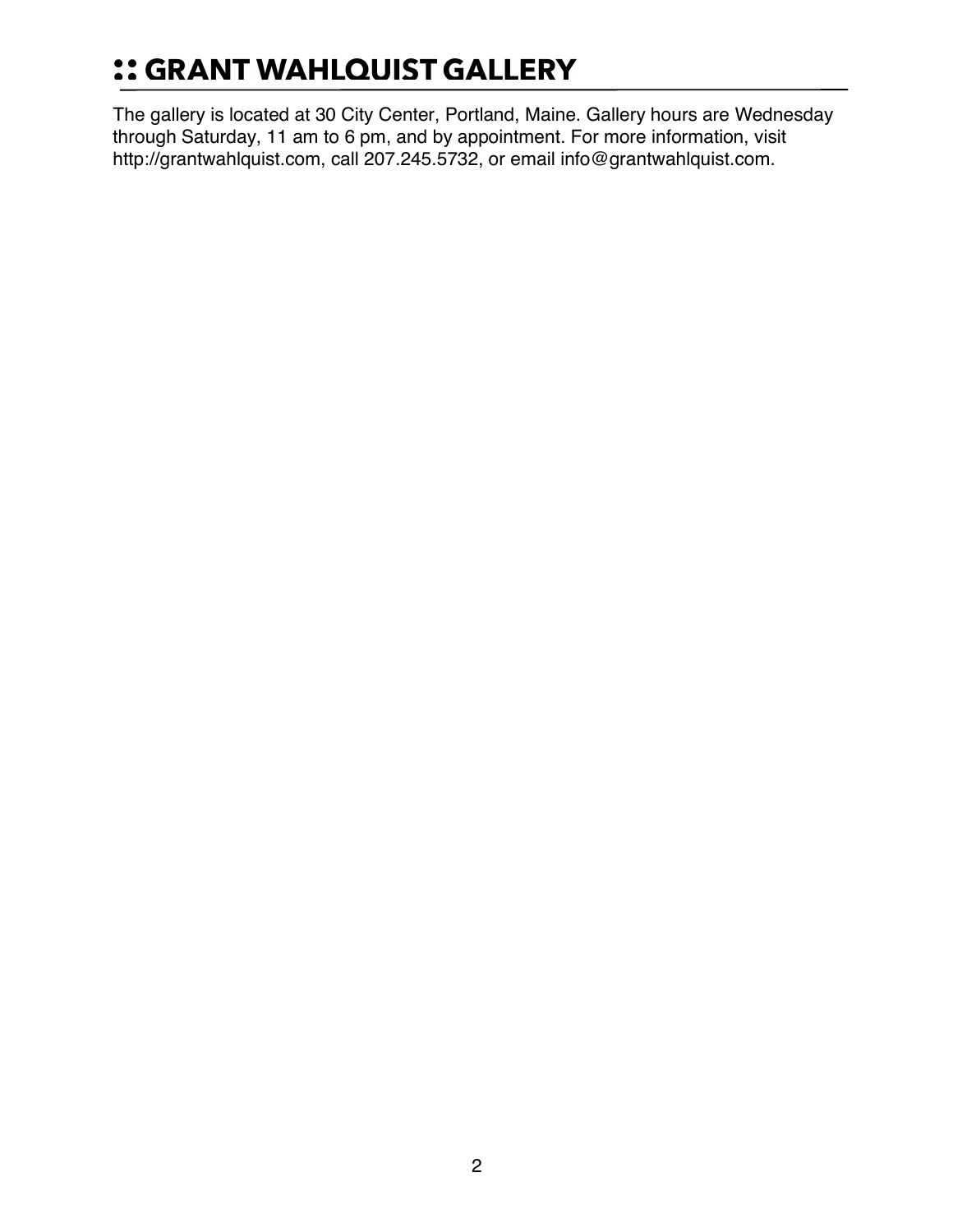# :: GRANT WAHLQUIST GALLERY

The gallery is located at 30 City Center, Portland, Maine. Gallery hours are Wednesday through Saturday, 11 am to 6 pm, and by appointment. For more information, visit http://grantwahlquist.com, call 207.245.5732, or email info@grantwahlquist.com.